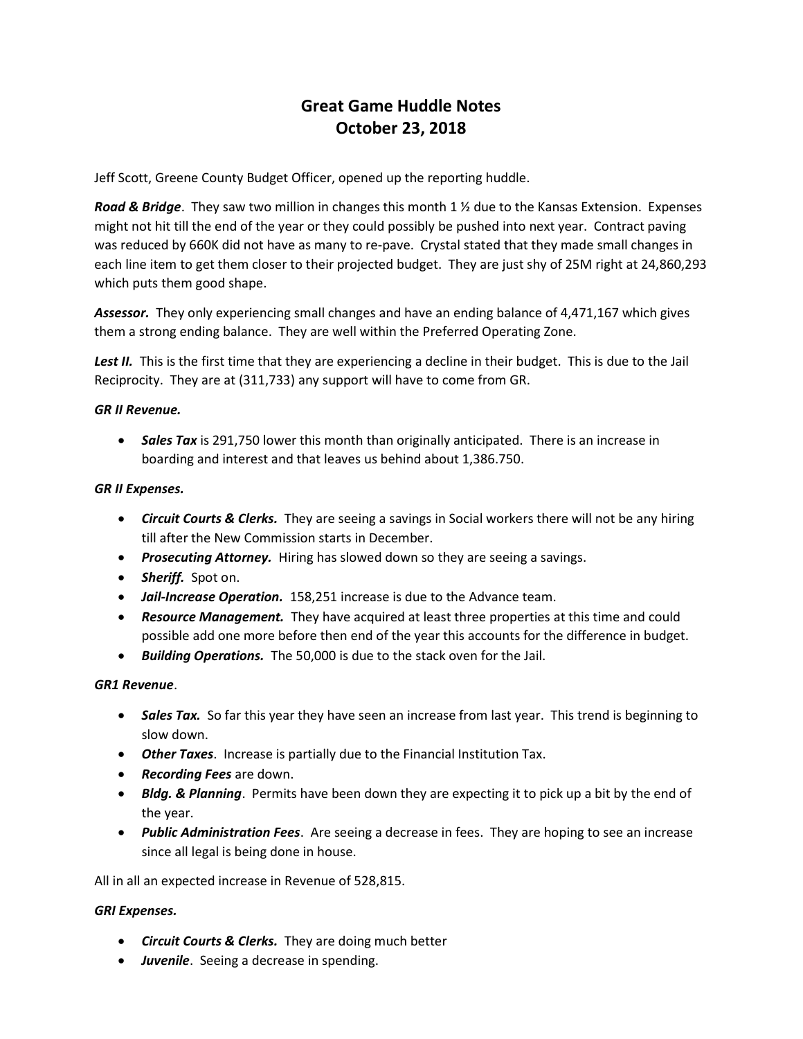# Great Game Huddle Notes
# October 23, 2018

Jeff Scott, Greene County Budget Officer, opened up the reporting huddle.

***Road & Bridge***. They saw two million in changes this month 1 ½ due to the Kansas Extension. Expenses might not hit till the end of the year or they could possibly be pushed into next year. Contract paving was reduced by 660K did not have as many to re-pave. Crystal stated that they made small changes in each line item to get them closer to their projected budget. They are just shy of 25M right at 24,860,293 which puts them good shape.

***Assessor.*** They only experiencing small changes and have an ending balance of 4,471,167 which gives them a strong ending balance. They are well within the Preferred Operating Zone.

***Lest II.*** This is the first time that they are experiencing a decline in their budget. This is due to the Jail Reciprocity. They are at (311,733) any support will have to come from GR.

***GR II Revenue.***

- ***Sales Tax*** is 291,750 lower this month than originally anticipated. There is an increase in boarding and interest and that leaves us behind about 1,386.750.

***GR II Expenses.***

- ***Circuit Courts & Clerks.*** They are seeing a savings in Social workers there will not be any hiring till after the New Commission starts in December.
- ***Prosecuting Attorney.*** Hiring has slowed down so they are seeing a savings.
- ***Sheriff.*** Spot on.
- ***Jail-Increase Operation.*** 158,251 increase is due to the Advance team.
- ***Resource Management.*** They have acquired at least three properties at this time and could possible add one more before then end of the year this accounts for the difference in budget.
- ***Building Operations.*** The 50,000 is due to the stack oven for the Jail.

***GR1 Revenue***.

- ***Sales Tax.*** So far this year they have seen an increase from last year. This trend is beginning to slow down.
- ***Other Taxes***. Increase is partially due to the Financial Institution Tax.
- ***Recording Fees*** are down.
- ***Bldg. & Planning***. Permits have been down they are expecting it to pick up a bit by the end of the year.
- ***Public Administration Fees***. Are seeing a decrease in fees. They are hoping to see an increase since all legal is being done in house.

All in all an expected increase in Revenue of 528,815.

***GRI Expenses.***

- ***Circuit Courts & Clerks.*** They are doing much better
- ***Juvenile***. Seeing a decrease in spending.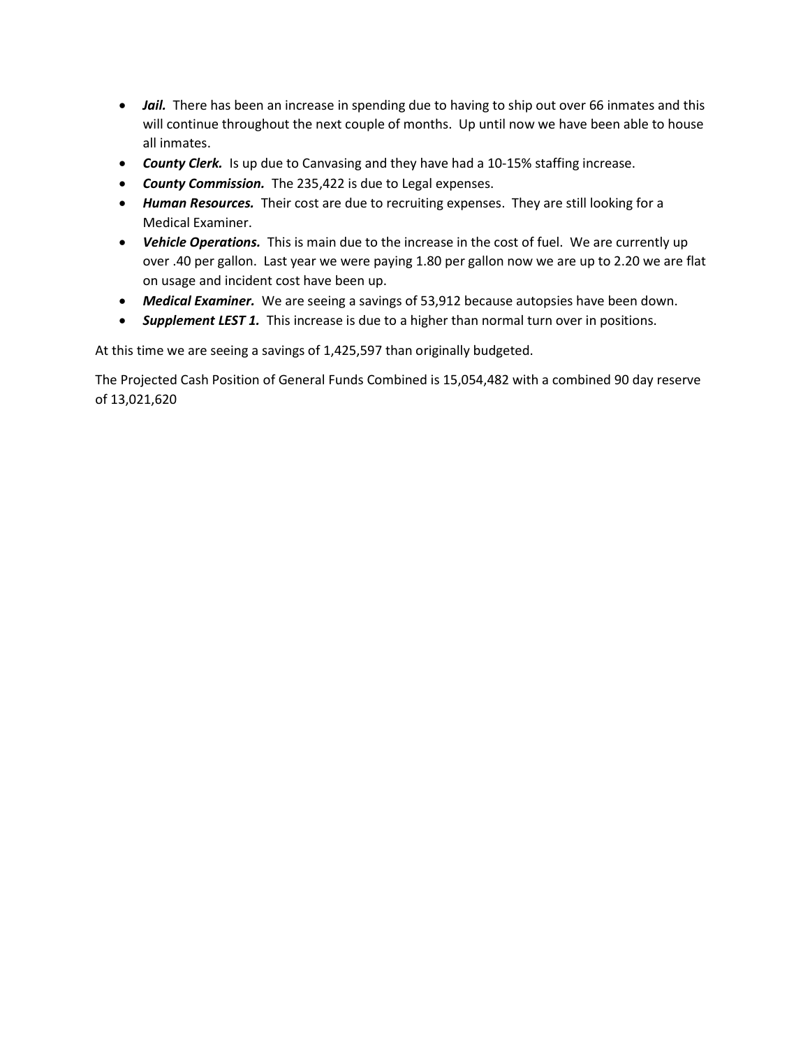- ***Jail.*** There has been an increase in spending due to having to ship out over 66 inmates and this will continue throughout the next couple of months. Up until now we have been able to house all inmates.
- ***County Clerk.*** Is up due to Canvasing and they have had a 10-15% staffing increase.
- ***County Commission.*** The 235,422 is due to Legal expenses.
- ***Human Resources.*** Their cost are due to recruiting expenses. They are still looking for a Medical Examiner.
- ***Vehicle Operations.*** This is main due to the increase in the cost of fuel. We are currently up over .40 per gallon. Last year we were paying 1.80 per gallon now we are up to 2.20 we are flat on usage and incident cost have been up.
- ***Medical Examiner.*** We are seeing a savings of 53,912 because autopsies have been down.
- ***Supplement LEST 1.*** This increase is due to a higher than normal turn over in positions.

At this time we are seeing a savings of 1,425,597 than originally budgeted.

The Projected Cash Position of General Funds Combined is 15,054,482 with a combined 90 day reserve of 13,021,620